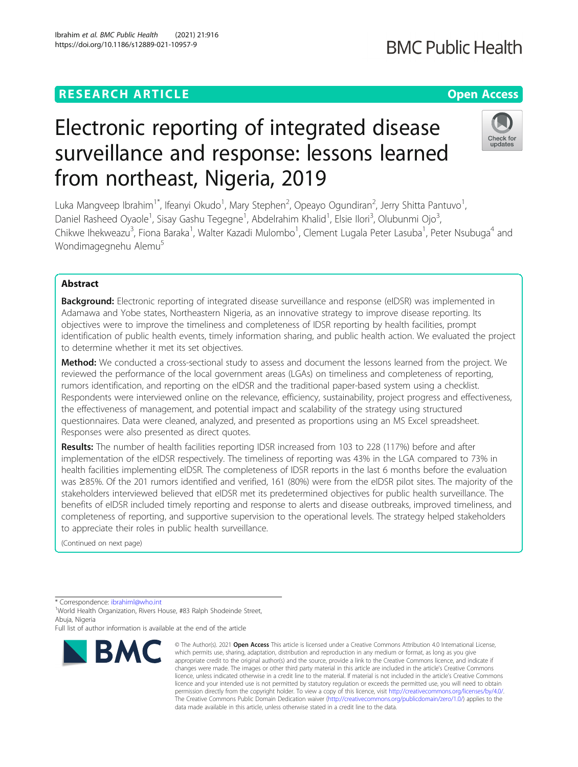RESEARCH ARTICLE

Open Access

# Electronic reporting of integrated disease surveillance and response: lessons learned from northeast, Nigeria, 2019

Luka Mangveep Ibrahim[1*], Ifeanyi Okudo[1], Mary Stephen[2], Opeayo Ogundiran[2], Jerry Shitta Pantuvo[1], Daniel Rasheed Oyaole[1], Sisay Gashu Tegegne[1], Abdelrahim Khalid[1], Elsie Ilori[3], Olubunmi Ojo[3], Chikwe Ihekweazu[3], Fiona Baraka[1], Walter Kazadi Mulombo[1], Clement Lugala Peter Lasuba[1], Peter Nsubuga[4] and Wondimagegnehu Alemu[5]

## Abstract

**Background:** Electronic reporting of integrated disease surveillance and response (eIDSR) was implemented in Adamawa and Yobe states, Northeastern Nigeria, as an innovative strategy to improve disease reporting. Its objectives were to improve the timeliness and completeness of IDSR reporting by health facilities, prompt identification of public health events, timely information sharing, and public health action. We evaluated the project to determine whether it met its set objectives.

**Method:** We conducted a cross-sectional study to assess and document the lessons learned from the project. We reviewed the performance of the local government areas (LGAs) on timeliness and completeness of reporting, rumors identification, and reporting on the eIDSR and the traditional paper-based system using a checklist. Respondents were interviewed online on the relevance, efficiency, sustainability, project progress and effectiveness, the effectiveness of management, and potential impact and scalability of the strategy using structured questionnaires. Data were cleaned, analyzed, and presented as proportions using an MS Excel spreadsheet. Responses were also presented as direct quotes.

**Results:** The number of health facilities reporting IDSR increased from 103 to 228 (117%) before and after implementation of the eIDSR respectively. The timeliness of reporting was 43% in the LGA compared to 73% in health facilities implementing eIDSR. The completeness of IDSR reports in the last 6 months before the evaluation was ≥85%. Of the 201 rumors identified and verified, 161 (80%) were from the eIDSR pilot sites. The majority of the stakeholders interviewed believed that eIDSR met its predetermined objectives for public health surveillance. The benefits of eIDSR included timely reporting and response to alerts and disease outbreaks, improved timeliness, and completeness of reporting, and supportive supervision to the operational levels. The strategy helped stakeholders to appreciate their roles in public health surveillance.

(Continued on next page)

* Correspondence: ibrahiml@who.int
[1]World Health Organization, Rivers House, #83 Ralph Shodeinde Street, Abuja, Nigeria
Full list of author information is available at the end of the article

© The Author(s). 2021 **Open Access** This article is licensed under a Creative Commons Attribution 4.0 International License, which permits use, sharing, adaptation, distribution and reproduction in any medium or format, as long as you give appropriate credit to the original author(s) and the source, provide a link to the Creative Commons licence, and indicate if changes were made. The images or other third party material in this article are included in the article's Creative Commons licence, unless indicated otherwise in a credit line to the material. If material is not included in the article's Creative Commons licence and your intended use is not permitted by statutory regulation or exceeds the permitted use, you will need to obtain permission directly from the copyright holder. To view a copy of this licence, visit http://creativecommons.org/licenses/by/4.0/. The Creative Commons Public Domain Dedication waiver (http://creativecommons.org/publicdomain/zero/1.0/) applies to the data made available in this article, unless otherwise stated in a credit line to the data.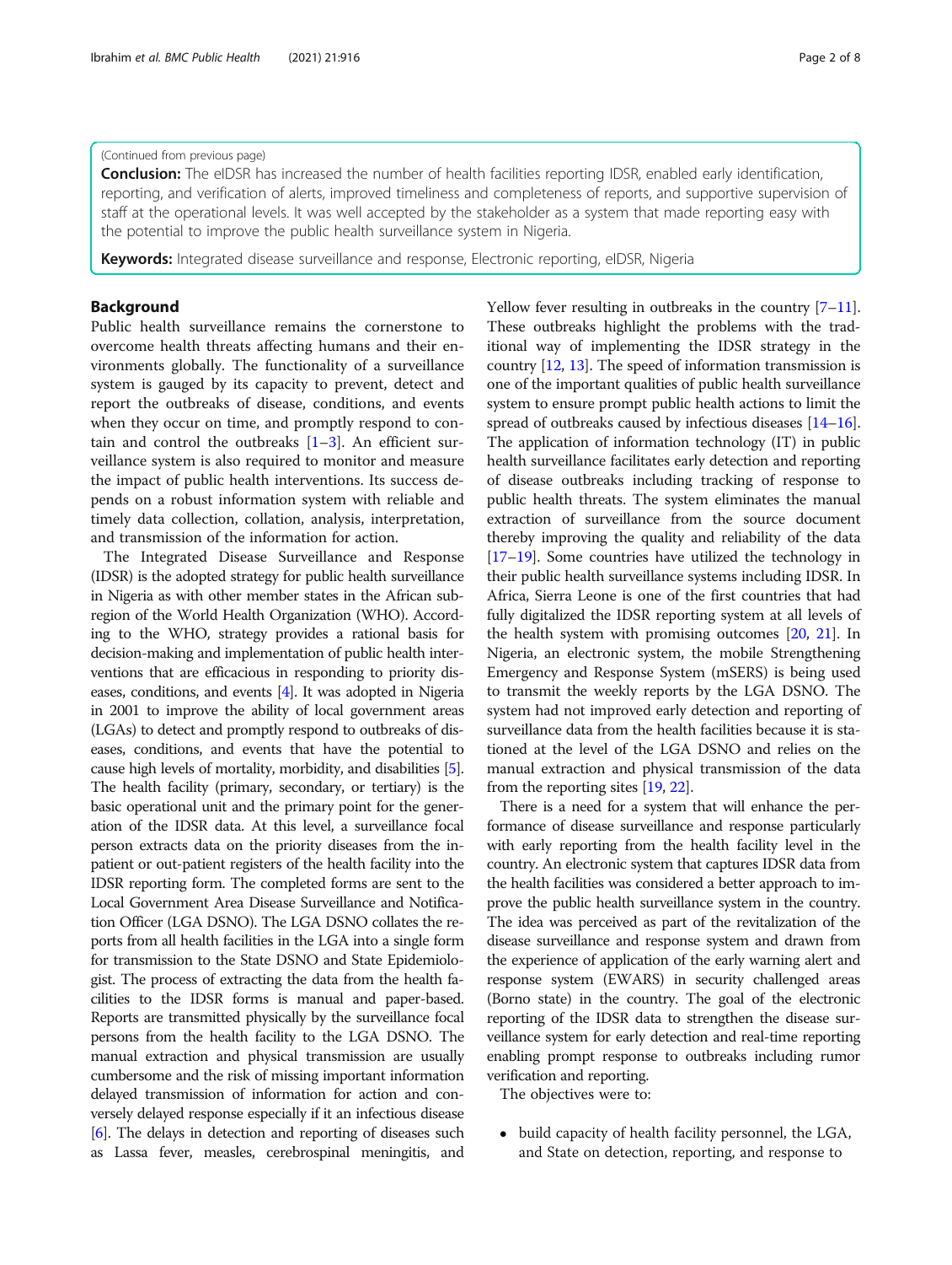(Continued from previous page)

**Conclusion:** The eIDSR has increased the number of health facilities reporting IDSR, enabled early identification, reporting, and verification of alerts, improved timeliness and completeness of reports, and supportive supervision of staff at the operational levels. It was well accepted by the stakeholder as a system that made reporting easy with the potential to improve the public health surveillance system in Nigeria.

**Keywords:** Integrated disease surveillance and response, Electronic reporting, eIDSR, Nigeria

## Background

Public health surveillance remains the cornerstone to overcome health threats affecting humans and their environments globally. The functionality of a surveillance system is gauged by its capacity to prevent, detect and report the outbreaks of disease, conditions, and events when they occur on time, and promptly respond to contain and control the outbreaks [1–3]. An efficient surveillance system is also required to monitor and measure the impact of public health interventions. Its success depends on a robust information system with reliable and timely data collection, collation, analysis, interpretation, and transmission of the information for action.

The Integrated Disease Surveillance and Response (IDSR) is the adopted strategy for public health surveillance in Nigeria as with other member states in the African sub-region of the World Health Organization (WHO). According to the WHO, strategy provides a rational basis for decision-making and implementation of public health interventions that are efficacious in responding to priority diseases, conditions, and events [4]. It was adopted in Nigeria in 2001 to improve the ability of local government areas (LGAs) to detect and promptly respond to outbreaks of diseases, conditions, and events that have the potential to cause high levels of mortality, morbidity, and disabilities [5]. The health facility (primary, secondary, or tertiary) is the basic operational unit and the primary point for the generation of the IDSR data. At this level, a surveillance focal person extracts data on the priority diseases from the in-patient or out-patient registers of the health facility into the IDSR reporting form. The completed forms are sent to the Local Government Area Disease Surveillance and Notification Officer (LGA DSNO). The LGA DSNO collates the reports from all health facilities in the LGA into a single form for transmission to the State DSNO and State Epidemiologist. The process of extracting the data from the health facilities to the IDSR forms is manual and paper-based. Reports are transmitted physically by the surveillance focal persons from the health facility to the LGA DSNO. The manual extraction and physical transmission are usually cumbersome and the risk of missing important information delayed transmission of information for action and conversely delayed response especially if it an infectious disease [6]. The delays in detection and reporting of diseases such as Lassa fever, measles, cerebrospinal meningitis, and Yellow fever resulting in outbreaks in the country [7–11]. These outbreaks highlight the problems with the traditional way of implementing the IDSR strategy in the country [12, 13]. The speed of information transmission is one of the important qualities of public health surveillance system to ensure prompt public health actions to limit the spread of outbreaks caused by infectious diseases [14–16]. The application of information technology (IT) in public health surveillance facilitates early detection and reporting of disease outbreaks including tracking of response to public health threats. The system eliminates the manual extraction of surveillance from the source document thereby improving the quality and reliability of the data [17–19]. Some countries have utilized the technology in their public health surveillance systems including IDSR. In Africa, Sierra Leone is one of the first countries that had fully digitalized the IDSR reporting system at all levels of the health system with promising outcomes [20, 21]. In Nigeria, an electronic system, the mobile Strengthening Emergency and Response System (mSERS) is being used to transmit the weekly reports by the LGA DSNO. The system had not improved early detection and reporting of surveillance data from the health facilities because it is stationed at the level of the LGA DSNO and relies on the manual extraction and physical transmission of the data from the reporting sites [19, 22].

There is a need for a system that will enhance the performance of disease surveillance and response particularly with early reporting from the health facility level in the country. An electronic system that captures IDSR data from the health facilities was considered a better approach to improve the public health surveillance system in the country. The idea was perceived as part of the revitalization of the disease surveillance and response system and drawn from the experience of application of the early warning alert and response system (EWARS) in security challenged areas (Borno state) in the country. The goal of the electronic reporting of the IDSR data to strengthen the disease surveillance system for early detection and real-time reporting enabling prompt response to outbreaks including rumor verification and reporting.

The objectives were to:

- build capacity of health facility personnel, the LGA, and State on detection, reporting, and response to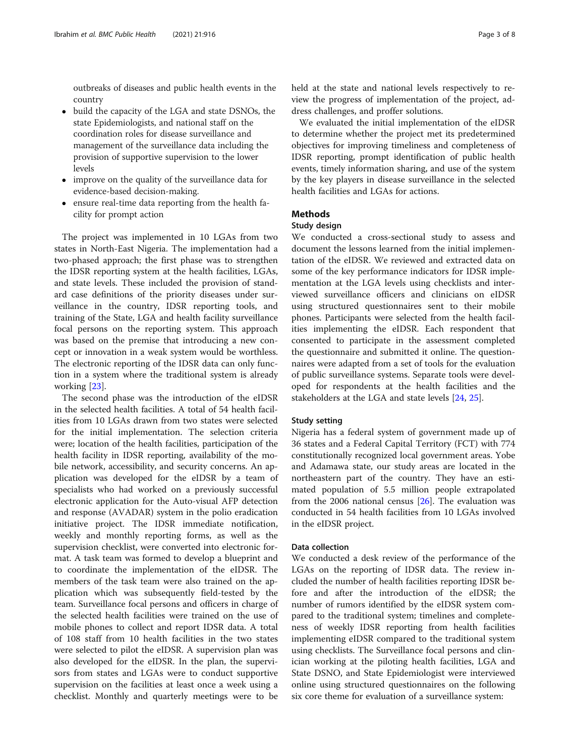outbreaks of diseases and public health events in the country

- build the capacity of the LGA and state DSNOs, the state Epidemiologists, and national staff on the coordination roles for disease surveillance and management of the surveillance data including the provision of supportive supervision to the lower levels
- improve on the quality of the surveillance data for evidence-based decision-making.
- ensure real-time data reporting from the health facility for prompt action

The project was implemented in 10 LGAs from two states in North-East Nigeria. The implementation had a two-phased approach; the first phase was to strengthen the IDSR reporting system at the health facilities, LGAs, and state levels. These included the provision of standard case definitions of the priority diseases under surveillance in the country, IDSR reporting tools, and training of the State, LGA and health facility surveillance focal persons on the reporting system. This approach was based on the premise that introducing a new concept or innovation in a weak system would be worthless. The electronic reporting of the IDSR data can only function in a system where the traditional system is already working [23].

The second phase was the introduction of the eIDSR in the selected health facilities. A total of 54 health facilities from 10 LGAs drawn from two states were selected for the initial implementation. The selection criteria were; location of the health facilities, participation of the health facility in IDSR reporting, availability of the mobile network, accessibility, and security concerns. An application was developed for the eIDSR by a team of specialists who had worked on a previously successful electronic application for the Auto-visual AFP detection and response (AVADAR) system in the polio eradication initiative project. The IDSR immediate notification, weekly and monthly reporting forms, as well as the supervision checklist, were converted into electronic format. A task team was formed to develop a blueprint and to coordinate the implementation of the eIDSR. The members of the task team were also trained on the application which was subsequently field-tested by the team. Surveillance focal persons and officers in charge of the selected health facilities were trained on the use of mobile phones to collect and report IDSR data. A total of 108 staff from 10 health facilities in the two states were selected to pilot the eIDSR. A supervision plan was also developed for the eIDSR. In the plan, the supervisors from states and LGAs were to conduct supportive supervision on the facilities at least once a week using a checklist. Monthly and quarterly meetings were to be held at the state and national levels respectively to review the progress of implementation of the project, address challenges, and proffer solutions.

We evaluated the initial implementation of the eIDSR to determine whether the project met its predetermined objectives for improving timeliness and completeness of IDSR reporting, prompt identification of public health events, timely information sharing, and use of the system by the key players in disease surveillance in the selected health facilities and LGAs for actions.

## Methods

### Study design

We conducted a cross-sectional study to assess and document the lessons learned from the initial implementation of the eIDSR. We reviewed and extracted data on some of the key performance indicators for IDSR implementation at the LGA levels using checklists and interviewed surveillance officers and clinicians on eIDSR using structured questionnaires sent to their mobile phones. Participants were selected from the health facilities implementing the eIDSR. Each respondent that consented to participate in the assessment completed the questionnaire and submitted it online. The questionnaires were adapted from a set of tools for the evaluation of public surveillance systems. Separate tools were developed for respondents at the health facilities and the stakeholders at the LGA and state levels [24, 25].

### Study setting

Nigeria has a federal system of government made up of 36 states and a Federal Capital Territory (FCT) with 774 constitutionally recognized local government areas. Yobe and Adamawa state, our study areas are located in the northeastern part of the country. They have an estimated population of 5.5 million people extrapolated from the 2006 national census [26]. The evaluation was conducted in 54 health facilities from 10 LGAs involved in the eIDSR project.

### Data collection

We conducted a desk review of the performance of the LGAs on the reporting of IDSR data. The review included the number of health facilities reporting IDSR before and after the introduction of the eIDSR; the number of rumors identified by the eIDSR system compared to the traditional system; timelines and completeness of weekly IDSR reporting from health facilities implementing eIDSR compared to the traditional system using checklists. The Surveillance focal persons and clinician working at the piloting health facilities, LGA and State DSNO, and State Epidemiologist were interviewed online using structured questionnaires on the following six core theme for evaluation of a surveillance system: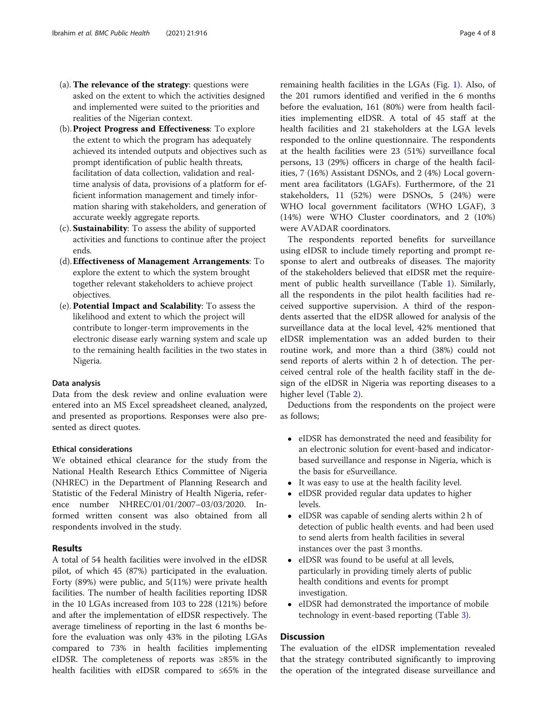(a). **The relevance of the strategy**: questions were asked on the extent to which the activities designed and implemented were suited to the priorities and realities of the Nigerian context.

(b). **Project Progress and Effectiveness**: To explore the extent to which the program has adequately achieved its intended outputs and objectives such as prompt identification of public health threats, facilitation of data collection, validation and real-time analysis of data, provisions of a platform for efficient information management and timely information sharing with stakeholders, and generation of accurate weekly aggregate reports.

(c). **Sustainability**: To assess the ability of supported activities and functions to continue after the project ends.

(d). **Effectiveness of Management Arrangements**: To explore the extent to which the system brought together relevant stakeholders to achieve project objectives.

(e). **Potential Impact and Scalability**: To assess the likelihood and extent to which the project will contribute to longer-term improvements in the electronic disease early warning system and scale up to the remaining health facilities in the two states in Nigeria.

### Data analysis

Data from the desk review and online evaluation were entered into an MS Excel spreadsheet cleaned, analyzed, and presented as proportions. Responses were also presented as direct quotes.

### Ethical considerations

We obtained ethical clearance for the study from the National Health Research Ethics Committee of Nigeria (NHREC) in the Department of Planning Research and Statistic of the Federal Ministry of Health Nigeria, reference number NHREC/01/01/2007–03/03/2020. Informed written consent was also obtained from all respondents involved in the study.

## Results

A total of 54 health facilities were involved in the eIDSR pilot, of which 45 (87%) participated in the evaluation. Forty (89%) were public, and 5(11%) were private health facilities. The number of health facilities reporting IDSR in the 10 LGAs increased from 103 to 228 (121%) before and after the implementation of eIDSR respectively. The average timeliness of reporting in the last 6 months before the evaluation was only 43% in the piloting LGAs compared to 73% in health facilities implementing eIDSR. The completeness of reports was ≥85% in the health facilities with eIDSR compared to ≤65% in the remaining health facilities in the LGAs (Fig. 1). Also, of the 201 rumors identified and verified in the 6 months before the evaluation, 161 (80%) were from health facilities implementing eIDSR. A total of 45 staff at the health facilities and 21 stakeholders at the LGA levels responded to the online questionnaire. The respondents at the health facilities were 23 (51%) surveillance focal persons, 13 (29%) officers in charge of the health facilities, 7 (16%) Assistant DSNOs, and 2 (4%) Local government area facilitators (LGAFs). Furthermore, of the 21 stakeholders, 11 (52%) were DSNOs, 5 (24%) were WHO local government facilitators (WHO LGAF), 3 (14%) were WHO Cluster coordinators, and 2 (10%) were AVADAR coordinators.

The respondents reported benefits for surveillance using eIDSR to include timely reporting and prompt response to alert and outbreaks of diseases. The majority of the stakeholders believed that eIDSR met the requirement of public health surveillance (Table 1). Similarly, all the respondents in the pilot health facilities had received supportive supervision. A third of the respondents asserted that the eIDSR allowed for analysis of the surveillance data at the local level, 42% mentioned that eIDSR implementation was an added burden to their routine work, and more than a third (38%) could not send reports of alerts within 2 h of detection. The perceived central role of the health facility staff in the design of the eIDSR in Nigeria was reporting diseases to a higher level (Table 2).

Deductions from the respondents on the project were as follows;

- eIDSR has demonstrated the need and feasibility for an electronic solution for event-based and indicator-based surveillance and response in Nigeria, which is the basis for eSurveillance.
- It was easy to use at the health facility level.
- eIDSR provided regular data updates to higher levels.
- eIDSR was capable of sending alerts within 2 h of detection of public health events. and had been used to send alerts from health facilities in several instances over the past 3 months.
- eIDSR was found to be useful at all levels, particularly in providing timely alerts of public health conditions and events for prompt investigation.
- eIDSR had demonstrated the importance of mobile technology in event-based reporting (Table 3).

## Discussion

The evaluation of the eIDSR implementation revealed that the strategy contributed significantly to improving the operation of the integrated disease surveillance and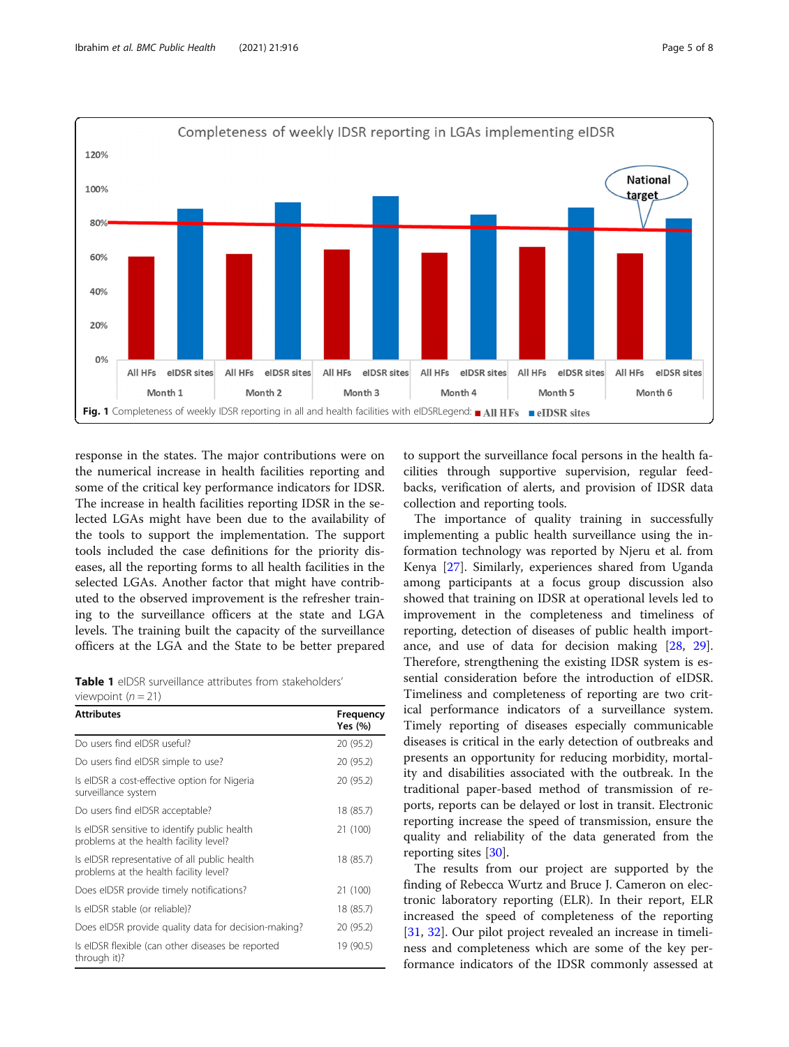**Fig. 1** Completeness of weekly IDSR reporting in all and health facilities with eIDSRLegend: ■ **All HFs** ■ **eIDSR sites**

response in the states. The major contributions were on the numerical increase in health facilities reporting and some of the critical key performance indicators for IDSR. The increase in health facilities reporting IDSR in the selected LGAs might have been due to the availability of the tools to support the implementation. The support tools included the case definitions for the priority diseases, all the reporting forms to all health facilities in the selected LGAs. Another factor that might have contributed to the observed improvement is the refresher training to the surveillance officers at the state and LGA levels. The training built the capacity of the surveillance officers at the LGA and the State to be better prepared to support the surveillance focal persons in the health facilities through supportive supervision, regular feedbacks, verification of alerts, and provision of IDSR data collection and reporting tools.

**Table 1** eIDSR surveillance attributes from stakeholders' viewpoint ($n = 21$)

| Attributes | Frequency Yes (%) |
|---|---|
| Do users find eIDSR useful? | 20 (95.2) |
| Do users find eIDSR simple to use? | 20 (95.2) |
| Is eIDSR a cost-effective option for Nigeria surveillance system | 20 (95.2) |
| Do users find eIDSR acceptable? | 18 (85.7) |
| Is eIDSR sensitive to identify public health problems at the health facility level? | 21 (100) |
| Is eIDSR representative of all public health problems at the health facility level? | 18 (85.7) |
| Does eIDSR provide timely notifications? | 21 (100) |
| Is eIDSR stable (or reliable)? | 18 (85.7) |
| Does eIDSR provide quality data for decision-making? | 20 (95.2) |
| Is eIDSR flexible (can other diseases be reported through it)? | 19 (90.5) |

The importance of quality training in successfully implementing a public health surveillance using the information technology was reported by Njeru et al. from Kenya [27]. Similarly, experiences shared from Uganda among participants at a focus group discussion also showed that training on IDSR at operational levels led to improvement in the completeness and timeliness of reporting, detection of diseases of public health importance, and use of data for decision making [28, 29]. Therefore, strengthening the existing IDSR system is essential consideration before the introduction of eIDSR. Timeliness and completeness of reporting are two critical performance indicators of a surveillance system. Timely reporting of diseases especially communicable diseases is critical in the early detection of outbreaks and presents an opportunity for reducing morbidity, mortality and disabilities associated with the outbreak. In the traditional paper-based method of transmission of reports, reports can be delayed or lost in transit. Electronic reporting increase the speed of transmission, ensure the quality and reliability of the data generated from the reporting sites [30].

The results from our project are supported by the finding of Rebecca Wurtz and Bruce J. Cameron on electronic laboratory reporting (ELR). In their report, ELR increased the speed of completeness of the reporting [31, 32]. Our pilot project revealed an increase in timeliness and completeness which are some of the key performance indicators of the IDSR commonly assessed at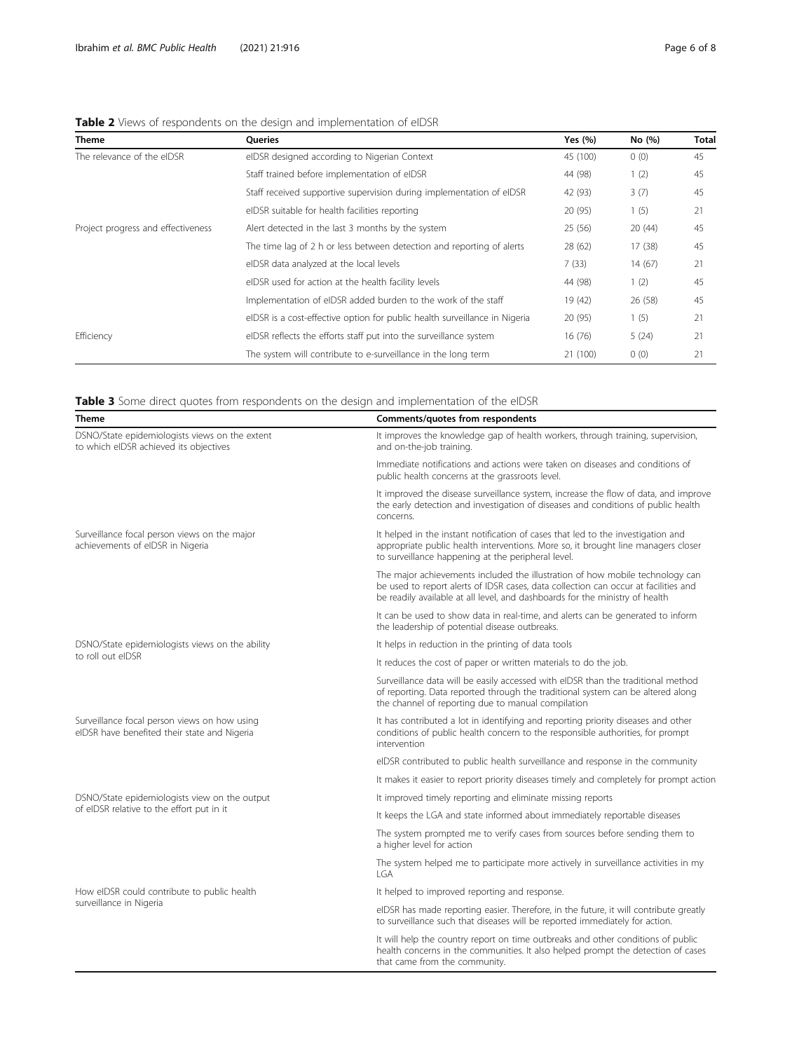**Table 2** Views of respondents on the design and implementation of eIDSR

| Theme | Queries | Yes (%) | No (%) | Total |
|---|---|---|---|---|
| The relevance of the eIDSR | eIDSR designed according to Nigerian Context | 45 (100) | 0 (0) | 45 |
| | Staff trained before implementation of eIDSR | 44 (98) | 1 (2) | 45 |
| | Staff received supportive supervision during implementation of eIDSR | 42 (93) | 3 (7) | 45 |
| | eIDSR suitable for health facilities reporting | 20 (95) | 1 (5) | 21 |
| Project progress and effectiveness | Alert detected in the last 3 months by the system | 25 (56) | 20 (44) | 45 |
| | The time lag of 2 h or less between detection and reporting of alerts | 28 (62) | 17 (38) | 45 |
| | eIDSR data analyzed at the local levels | 7 (33) | 14 (67) | 21 |
| | eIDSR used for action at the health facility levels | 44 (98) | 1 (2) | 45 |
| | Implementation of eIDSR added burden to the work of the staff | 19 (42) | 26 (58) | 45 |
| | eIDSR is a cost-effective option for public health surveillance in Nigeria | 20 (95) | 1 (5) | 21 |
| Efficiency | eIDSR reflects the efforts staff put into the surveillance system | 16 (76) | 5 (24) | 21 |
| | The system will contribute to e-surveillance in the long term | 21 (100) | 0 (0) | 21 |

**Table 3** Some direct quotes from respondents on the design and implementation of the eIDSR

| Theme | Comments/quotes from respondents |
|---|---|
| DSNO/State epidemiologists views on the extent to which eIDSR achieved its objectives | It improves the knowledge gap of health workers, through training, supervision, and on-the-job training. |
| | Immediate notifications and actions were taken on diseases and conditions of public health concerns at the grassroots level. |
| | It improved the disease surveillance system, increase the flow of data, and improve the early detection and investigation of diseases and conditions of public health concerns. |
| Surveillance focal person views on the major achievements of eIDSR in Nigeria | It helped in the instant notification of cases that led to the investigation and appropriate public health interventions. More so, it brought line managers closer to surveillance happening at the peripheral level. |
| | The major achievements included the illustration of how mobile technology can be used to report alerts of IDSR cases, data collection can occur at facilities and be readily available at all level, and dashboards for the ministry of health |
| | It can be used to show data in real-time, and alerts can be generated to inform the leadership of potential disease outbreaks. |
| DSNO/State epidemiologists views on the ability to roll out eIDSR | It helps in reduction in the printing of data tools |
| | It reduces the cost of paper or written materials to do the job. |
| | Surveillance data will be easily accessed with eIDSR than the traditional method of reporting. Data reported through the traditional system can be altered along the channel of reporting due to manual compilation |
| Surveillance focal person views on how using eIDSR have benefited their state and Nigeria | It has contributed a lot in identifying and reporting priority diseases and other conditions of public health concern to the responsible authorities, for prompt intervention |
| | eIDSR contributed to public health surveillance and response in the community |
| | It makes it easier to report priority diseases timely and completely for prompt action |
| DSNO/State epidemiologists view on the output of eIDSR relative to the effort put in it | It improved timely reporting and eliminate missing reports |
| | It keeps the LGA and state informed about immediately reportable diseases |
| | The system prompted me to verify cases from sources before sending them to a higher level for action |
| | The system helped me to participate more actively in surveillance activities in my LGA |
| How eIDSR could contribute to public health surveillance in Nigeria | It helped to improved reporting and response. |
| | eIDSR has made reporting easier. Therefore, in the future, it will contribute greatly to surveillance such that diseases will be reported immediately for action. |
| | It will help the country report on time outbreaks and other conditions of public health concerns in the communities. It also helped prompt the detection of cases that came from the community. |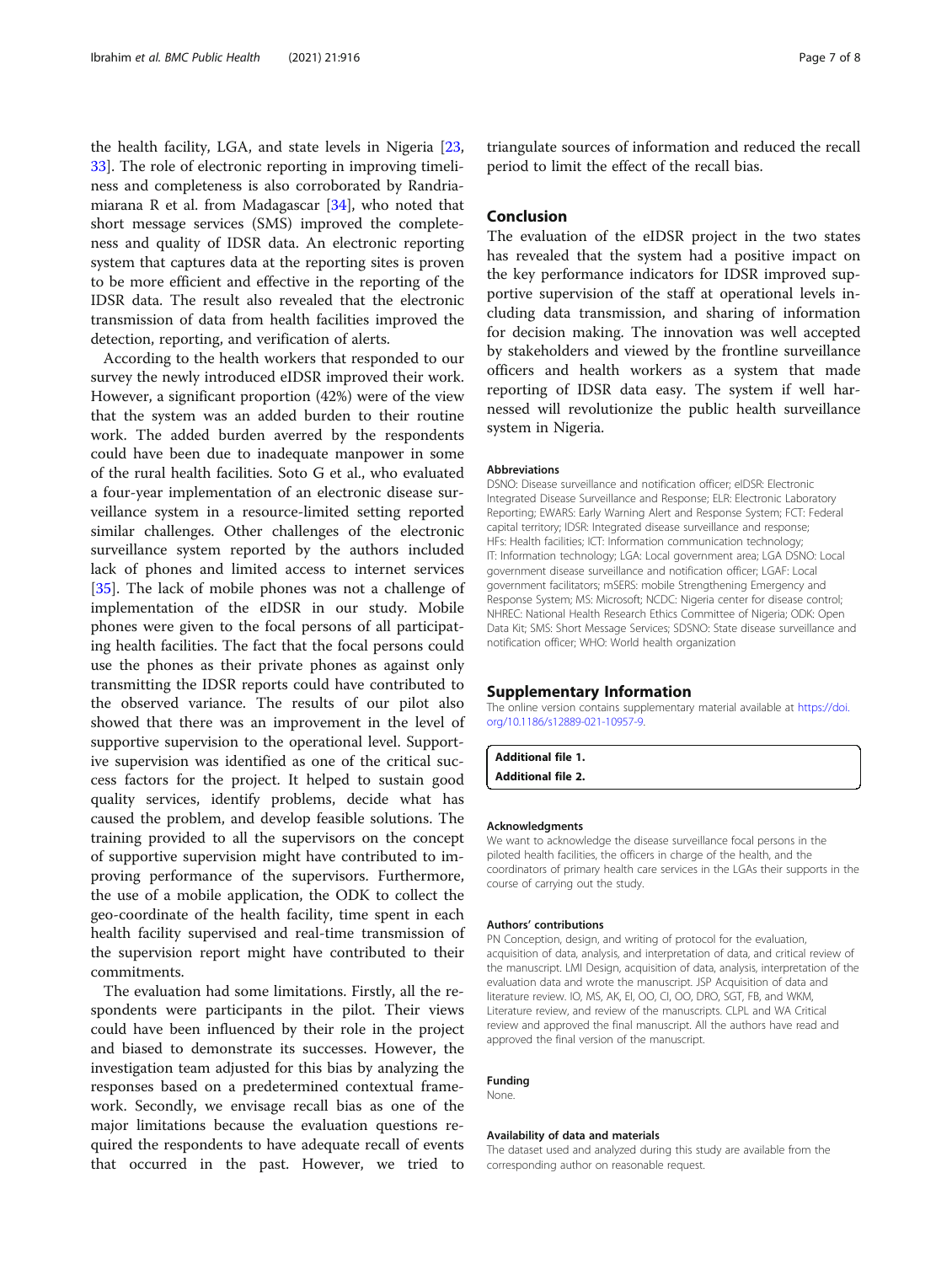the health facility, LGA, and state levels in Nigeria [23, 33]. The role of electronic reporting in improving timeliness and completeness is also corroborated by Randriamiarana R et al. from Madagascar [34], who noted that short message services (SMS) improved the completeness and quality of IDSR data. An electronic reporting system that captures data at the reporting sites is proven to be more efficient and effective in the reporting of the IDSR data. The result also revealed that the electronic transmission of data from health facilities improved the detection, reporting, and verification of alerts.

According to the health workers that responded to our survey the newly introduced eIDSR improved their work. However, a significant proportion (42%) were of the view that the system was an added burden to their routine work. The added burden averred by the respondents could have been due to inadequate manpower in some of the rural health facilities. Soto G et al., who evaluated a four-year implementation of an electronic disease surveillance system in a resource-limited setting reported similar challenges. Other challenges of the electronic surveillance system reported by the authors included lack of phones and limited access to internet services [35]. The lack of mobile phones was not a challenge of implementation of the eIDSR in our study. Mobile phones were given to the focal persons of all participating health facilities. The fact that the focal persons could use the phones as their private phones as against only transmitting the IDSR reports could have contributed to the observed variance. The results of our pilot also showed that there was an improvement in the level of supportive supervision to the operational level. Supportive supervision was identified as one of the critical success factors for the project. It helped to sustain good quality services, identify problems, decide what has caused the problem, and develop feasible solutions. The training provided to all the supervisors on the concept of supportive supervision might have contributed to improving performance of the supervisors. Furthermore, the use of a mobile application, the ODK to collect the geo-coordinate of the health facility, time spent in each health facility supervised and real-time transmission of the supervision report might have contributed to their commitments.

The evaluation had some limitations. Firstly, all the respondents were participants in the pilot. Their views could have been influenced by their role in the project and biased to demonstrate its successes. However, the investigation team adjusted for this bias by analyzing the responses based on a predetermined contextual framework. Secondly, we envisage recall bias as one of the major limitations because the evaluation questions required the respondents to have adequate recall of events that occurred in the past. However, we tried to triangulate sources of information and reduced the recall period to limit the effect of the recall bias.

## Conclusion

The evaluation of the eIDSR project in the two states has revealed that the system had a positive impact on the key performance indicators for IDSR improved supportive supervision of the staff at operational levels including data transmission, and sharing of information for decision making. The innovation was well accepted by stakeholders and viewed by the frontline surveillance officers and health workers as a system that made reporting of IDSR data easy. The system if well harnessed will revolutionize the public health surveillance system in Nigeria.

#### Abbreviations

DSNO: Disease surveillance and notification officer; eIDSR: Electronic Integrated Disease Surveillance and Response; ELR: Electronic Laboratory Reporting; EWARS: Early Warning Alert and Response System; FCT: Federal capital territory; IDSR: Integrated disease surveillance and response; HFs: Health facilities; ICT: Information communication technology; IT: Information technology; LGA: Local government area; LGA DSNO: Local government disease surveillance and notification officer; LGAF: Local government facilitators; mSERS: mobile Strengthening Emergency and Response System; MS: Microsoft; NCDC: Nigeria center for disease control; NHREC: National Health Research Ethics Committee of Nigeria; ODK: Open Data Kit; SMS: Short Message Services; SDSNO: State disease surveillance and notification officer; WHO: World health organization

## Supplementary Information

The online version contains supplementary material available at https://doi.org/10.1186/s12889-021-10957-9.

**Additional file 1.**
**Additional file 2.**

#### Acknowledgments

We want to acknowledge the disease surveillance focal persons in the piloted health facilities, the officers in charge of the health, and the coordinators of primary health care services in the LGAs their supports in the course of carrying out the study.

#### Authors' contributions

PN Conception, design, and writing of protocol for the evaluation, acquisition of data, analysis, and interpretation of data, and critical review of the manuscript. LMI Design, acquisition of data, analysis, interpretation of the evaluation data and wrote the manuscript. JSP Acquisition of data and literature review. IO, MS, AK, EI, OO, CI, OO, DRO, SGT, FB, and WKM, Literature review, and review of the manuscripts. CLPL and WA Critical review and approved the final manuscript. All the authors have read and approved the final version of the manuscript.

#### Funding

None.

#### Availability of data and materials

The dataset used and analyzed during this study are available from the corresponding author on reasonable request.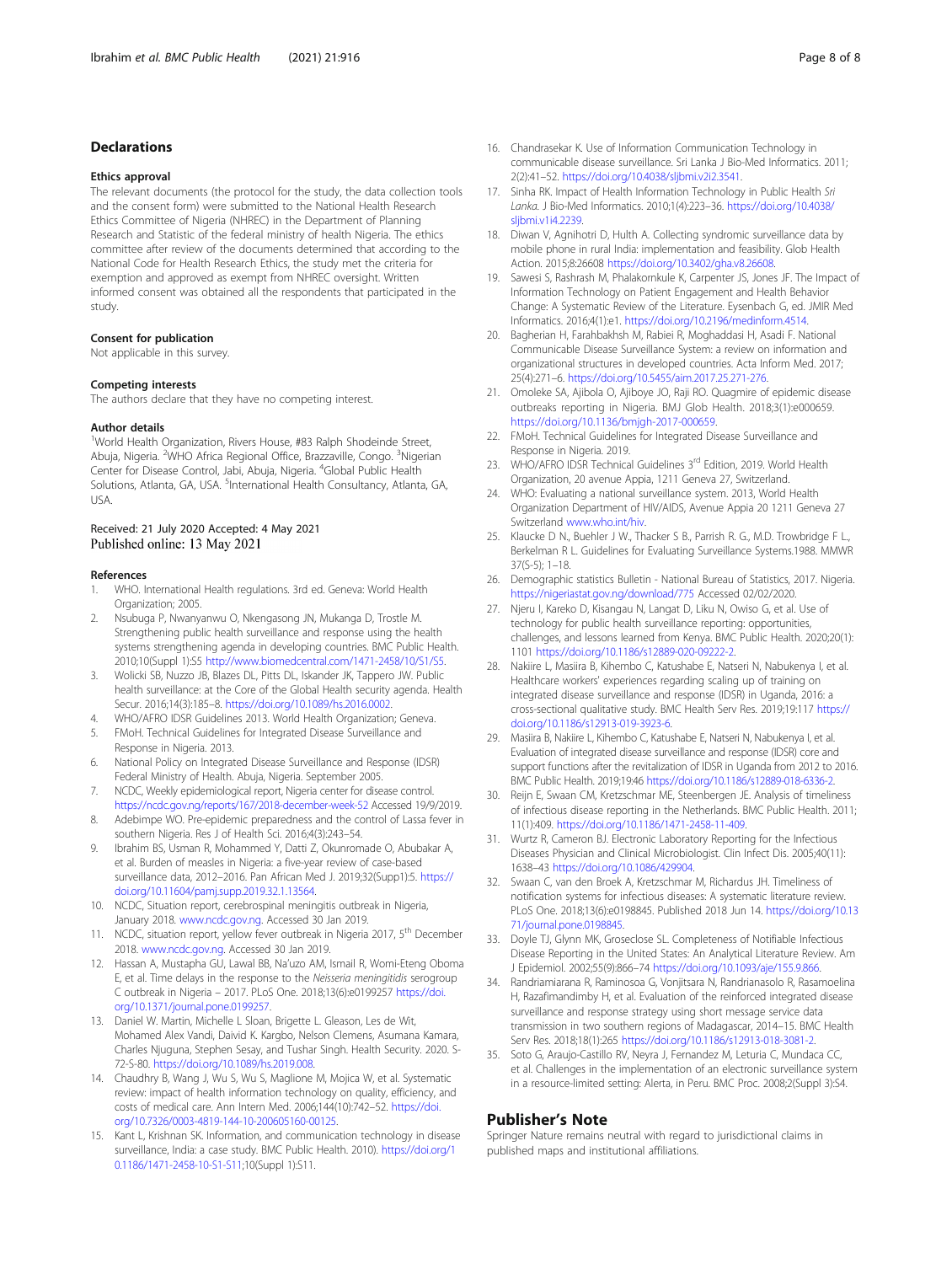## Declarations

### Ethics approval

The relevant documents (the protocol for the study, the data collection tools and the consent form) were submitted to the National Health Research Ethics Committee of Nigeria (NHREC) in the Department of Planning Research and Statistic of the federal ministry of health Nigeria. The ethics committee after review of the documents determined that according to the National Code for Health Research Ethics, the study met the criteria for exemption and approved as exempt from NHREC oversight. Written informed consent was obtained all the respondents that participated in the study.

### Consent for publication

Not applicable in this survey.

### Competing interests

The authors declare that they have no competing interest.

### Author details

[1]World Health Organization, Rivers House, #83 Ralph Shodeinde Street, Abuja, Nigeria. [2]WHO Africa Regional Office, Brazzaville, Congo. [3]Nigerian Center for Disease Control, Jabi, Abuja, Nigeria. [4]Global Public Health Solutions, Atlanta, GA, USA. [5]International Health Consultancy, Atlanta, GA, USA.

Received: 21 July 2020 Accepted: 4 May 2021
Published online: 13 May 2021

### References

1. WHO. International Health regulations. 3rd ed. Geneva: World Health Organization; 2005.
2. Nsubuga P, Nwanyanwu O, Nkengasong JN, Mukanga D, Trostle M. Strengthening public health surveillance and response using the health systems strengthening agenda in developing countries. BMC Public Health. 2010;10(Suppl 1):S5 http://www.biomedcentral.com/1471-2458/10/S1/S5.
3. Wolicki SB, Nuzzo JB, Blazes DL, Pitts DL, Iskander JK, Tappero JW. Public health surveillance: at the Core of the Global Health security agenda. Health Secur. 2016;14(3):185–8. https://doi.org/10.1089/hs.2016.0002.
4. WHO/AFRO IDSR Guidelines 2013. World Health Organization; Geneva.
5. FMoH. Technical Guidelines for Integrated Disease Surveillance and Response in Nigeria. 2013.
6. National Policy on Integrated Disease Surveillance and Response (IDSR) Federal Ministry of Health. Abuja, Nigeria. September 2005.
7. NCDC, Weekly epidemiological report, Nigeria center for disease control. https://ncdc.gov.ng/reports/167/2018-december-week-52 Accessed 19/9/2019.
8. Adebimpe WO. Pre-epidemic preparedness and the control of Lassa fever in southern Nigeria. Res J of Health Sci. 2016;4(3):243–54.
9. Ibrahim BS, Usman R, Mohammed Y, Datti Z, Okunromade O, Abubakar A, et al. Burden of measles in Nigeria: a five-year review of case-based surveillance data, 2012–2016. Pan African Med J. 2019;32(Supp1):5. https://doi.org/10.11604/pamj.supp.2019.32.1.13564.
10. NCDC, Situation report, cerebrospinal meningitis outbreak in Nigeria, January 2018. www.ncdc.gov.ng. Accessed 30 Jan 2019.
11. NCDC, situation report, yellow fever outbreak in Nigeria 2017, 5th December 2018. www.ncdc.gov.ng. Accessed 30 Jan 2019.
12. Hassan A, Mustapha GU, Lawal BB, Na'uzo AM, Ismail R, Womi-Eteng Oboma E, et al. Time delays in the response to the *Neisseria meningitidis* serogroup C outbreak in Nigeria – 2017. PLoS One. 2018;13(6):e0199257 https://doi.org/10.1371/journal.pone.0199257.
13. Daniel W. Martin, Michelle L Sloan, Brigette L. Gleason, Les de Wit, Mohamed Alex Vandi, Daivid K. Kargbo, Nelson Clemens, Asumana Kamara, Charles Njuguna, Stephen Sesay, and Tushar Singh. Health Security. 2020. S-72-S-80. https://doi.org/10.1089/hs.2019.008.
14. Chaudhry B, Wang J, Wu S, Wu S, Maglione M, Mojica W, et al. Systematic review: impact of health information technology on quality, efficiency, and costs of medical care. Ann Intern Med. 2006;144(10):742–52. https://doi.org/10.7326/0003-4819-144-10-200605160-00125.
15. Kant L, Krishnan SK. Information, and communication technology in disease surveillance, India: a case study. BMC Public Health. 2010). https://doi.org/10.1186/1471-2458-10-S1-S11;10(Suppl 1):S11.
16. Chandrasekar K. Use of Information Communication Technology in communicable disease surveillance. Sri Lanka J Bio-Med Informatics. 2011; 2(2):41–52. https://doi.org/10.4038/sljbmi.v2i2.3541.
17. Sinha RK. Impact of Health Information Technology in Public Health *Sri Lanka*. J Bio-Med Informatics. 2010;1(4):223–36. https://doi.org/10.4038/sljbmi.v1i4.2239.
18. Diwan V, Agnihotri D, Hulth A. Collecting syndromic surveillance data by mobile phone in rural India: implementation and feasibility. Glob Health Action. 2015;8:26608 https://doi.org/10.3402/gha.v8.26608.
19. Sawesi S, Rashrash M, Phalakornkule K, Carpenter JS, Jones JF. The Impact of Information Technology on Patient Engagement and Health Behavior Change: A Systematic Review of the Literature. Eysenbach G, ed. JMIR Med Informatics. 2016;4(1):e1. https://doi.org/10.2196/medinform.4514.
20. Bagherian H, Farahbakhsh M, Rabiei R, Moghaddasi H, Asadi F. National Communicable Disease Surveillance System: a review on information and organizational structures in developed countries. Acta Inform Med. 2017; 25(4):271–6. https://doi.org/10.5455/aim.2017.25.271-276.
21. Omoleke SA, Ajibola O, Ajiboye JO, Raji RO. Quagmire of epidemic disease outbreaks reporting in Nigeria. BMJ Glob Health. 2018;3(1):e000659. https://doi.org/10.1136/bmjgh-2017-000659.
22. FMoH. Technical Guidelines for Integrated Disease Surveillance and Response in Nigeria. 2019.
23. WHO/AFRO IDSR Technical Guidelines 3rd Edition, 2019. World Health Organization, 20 avenue Appia, 1211 Geneva 27, Switzerland.
24. WHO: Evaluating a national surveillance system. 2013, World Health Organization Department of HIV/AIDS, Avenue Appia 20 1211 Geneva 27 Switzerland www.who.int/hiv.
25. Klaucke D N., Buehler J W., Thacker S B., Parrish R. G., M.D. Trowbridge F L., Berkelman R L. Guidelines for Evaluating Surveillance Systems.1988. MMWR 37(S-5); 1–18.
26. Demographic statistics Bulletin - National Bureau of Statistics, 2017. Nigeria. https://nigeriastat.gov.ng/download/775 Accessed 02/02/2020.
27. Njeru I, Kareko D, Kisangau N, Langat D, Liku N, Owiso G, et al. Use of technology for public health surveillance reporting: opportunities, challenges, and lessons learned from Kenya. BMC Public Health. 2020;20(1): 1101 https://doi.org/10.1186/s12889-020-09222-2.
28. Nakiire L, Masiira B, Kihembo C, Katushabe E, Natseri N, Nabukenya I, et al. Healthcare workers' experiences regarding scaling up of training on integrated disease surveillance and response (IDSR) in Uganda, 2016: a cross-sectional qualitative study. BMC Health Serv Res. 2019;19:117 https://doi.org/10.1186/s12913-019-3923-6.
29. Masiira B, Nakiire L, Kihembo C, Katushabe E, Natseri N, Nabukenya I, et al. Evaluation of integrated disease surveillance and response (IDSR) core and support functions after the revitalization of IDSR in Uganda from 2012 to 2016. BMC Public Health. 2019;19:46 https://doi.org/10.1186/s12889-018-6336-2.
30. Reijn E, Swaan CM, Kretzschmar ME, Steenbergen JE. Analysis of timeliness of infectious disease reporting in the Netherlands. BMC Public Health. 2011; 11(1):409. https://doi.org/10.1186/1471-2458-11-409.
31. Wurtz R, Cameron BJ. Electronic Laboratory Reporting for the Infectious Diseases Physician and Clinical Microbiologist. Clin Infect Dis. 2005;40(11): 1638–43 https://doi.org/10.1086/429904.
32. Swaan C, van den Broek A, Kretzschmar M, Richardus JH. Timeliness of notification systems for infectious diseases: A systematic literature review. PLoS One. 2018;13(6):e0198845. Published 2018 Jun 14. https://doi.org/10.1371/journal.pone.0198845.
33. Doyle TJ, Glynn MK, Groseclose SL. Completeness of Notifiable Infectious Disease Reporting in the United States: An Analytical Literature Review. Am J Epidemiol. 2002;55(9):866–74 https://doi.org/10.1093/aje/155.9.866.
34. Randriamiarana R, Raminosoa G, Vonjitsara N, Randrianasolo R, Rasamoelina H, Razafimandimby H, et al. Evaluation of the reinforced integrated disease surveillance and response strategy using short message service data transmission in two southern regions of Madagascar, 2014–15. BMC Health Serv Res. 2018;18(1):265 https://doi.org/10.1186/s12913-018-3081-2.
35. Soto G, Araujo-Castillo RV, Neyra J, Fernandez M, Leturia C, Mundaca CC, et al. Challenges in the implementation of an electronic surveillance system in a resource-limited setting: Alerta, in Peru. BMC Proc. 2008;2(Suppl 3):S4.

## Publisher's Note

Springer Nature remains neutral with regard to jurisdictional claims in published maps and institutional affiliations.